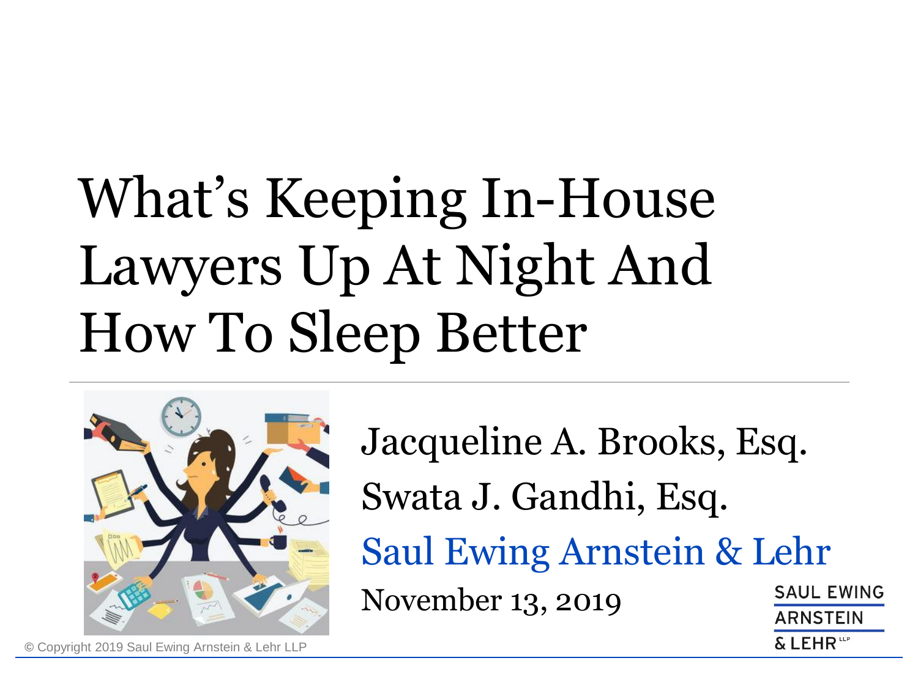# What's Keeping In-House Lawyers Up At Night And How To Sleep Better

Jacqueline A. Brooks, Esq.

Swata J. Gandhi, Esq.

Saul Ewing Arnstein & Lehr

November 13, 2019

© Copyright 2019 Saul Ewing Arnstein & Lehr LLP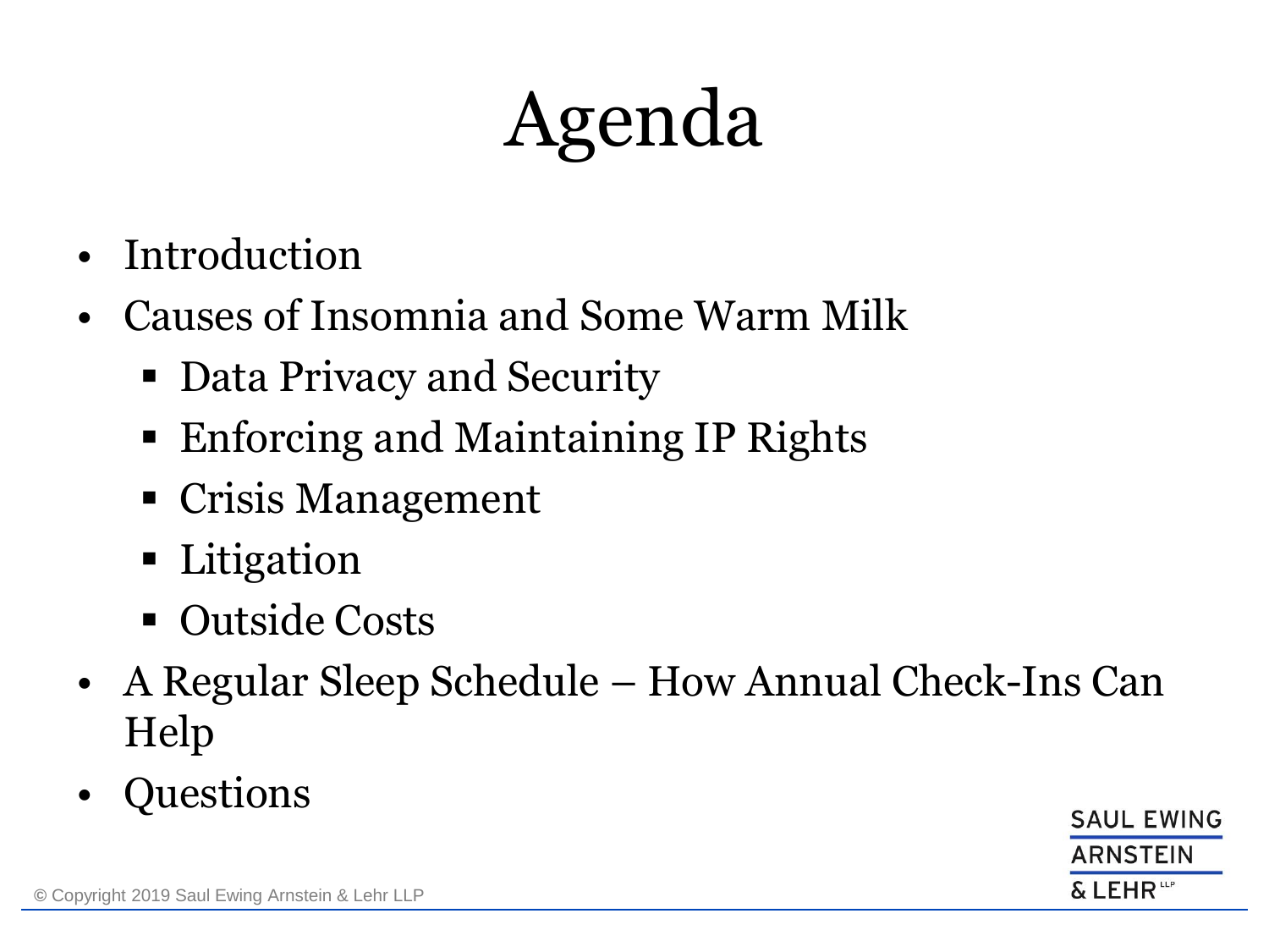# Agenda

- Introduction
- Causes of Insomnia and Some Warm Milk
  - Data Privacy and Security
  - Enforcing and Maintaining IP Rights
  - Crisis Management
  - Litigation
  - Outside Costs
- A Regular Sleep Schedule – How Annual Check-Ins Can Help
- Questions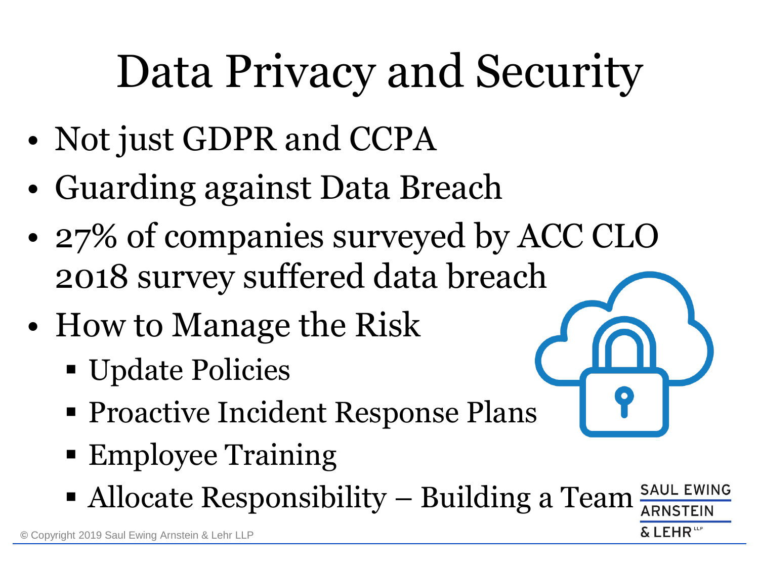# Data Privacy and Security

- Not just GDPR and CCPA
- Guarding against Data Breach
- 27% of companies surveyed by ACC CLO 2018 survey suffered data breach
- How to Manage the Risk
  - Update Policies
  - Proactive Incident Response Plans
  - Employee Training
  - Allocate Responsibility – Building a Team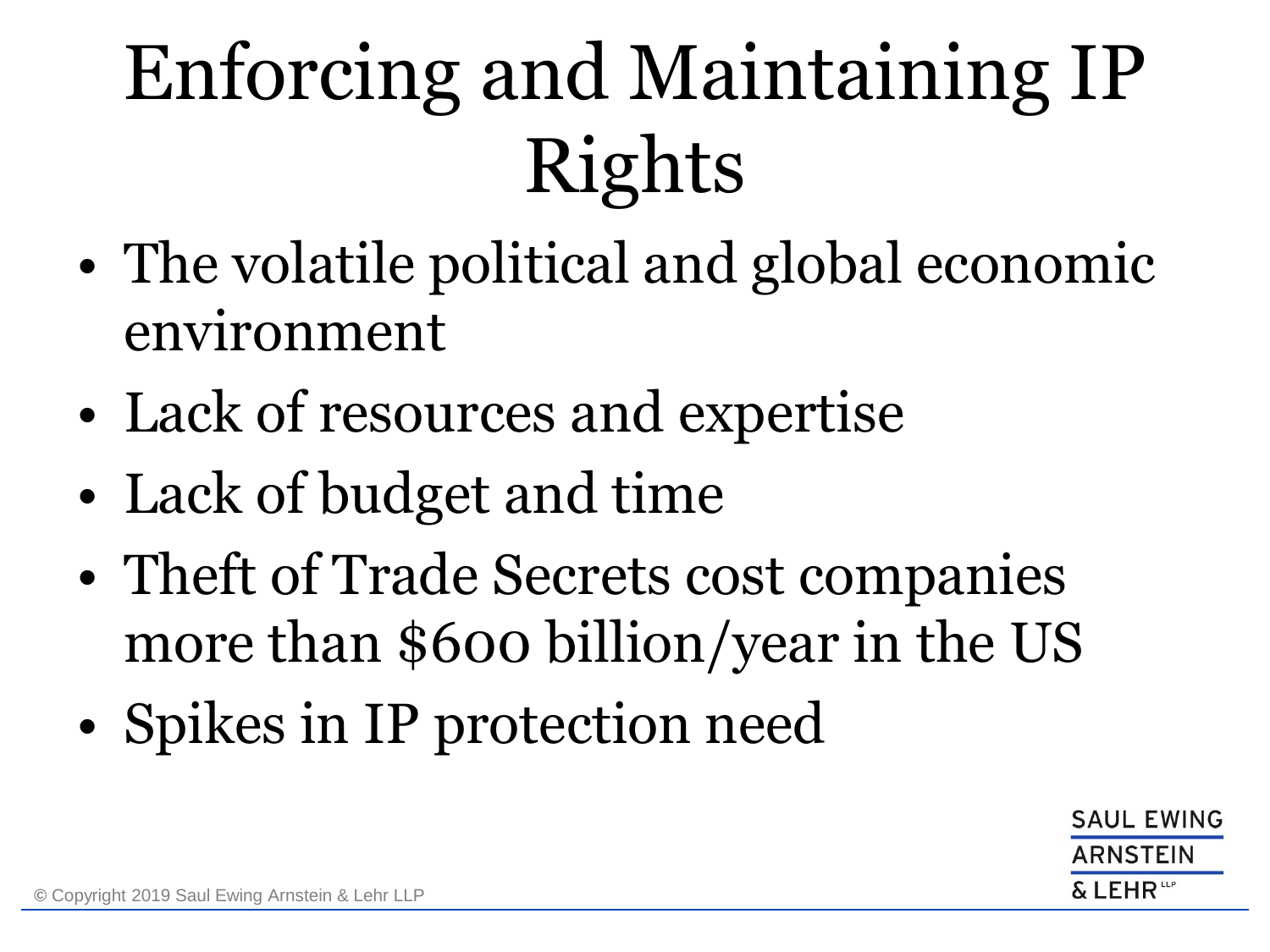# Enforcing and Maintaining IP Rights

- The volatile political and global economic environment
- Lack of resources and expertise
- Lack of budget and time
- Theft of Trade Secrets cost companies more than $600 billion/year in the US
- Spikes in IP protection need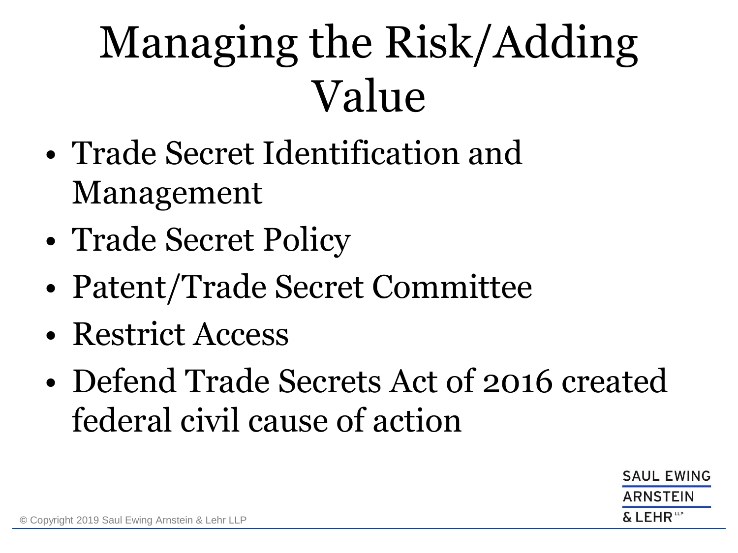# Managing the Risk/Adding Value

- Trade Secret Identification and Management
- Trade Secret Policy
- Patent/Trade Secret Committee
- Restrict Access
- Defend Trade Secrets Act of 2016 created federal civil cause of action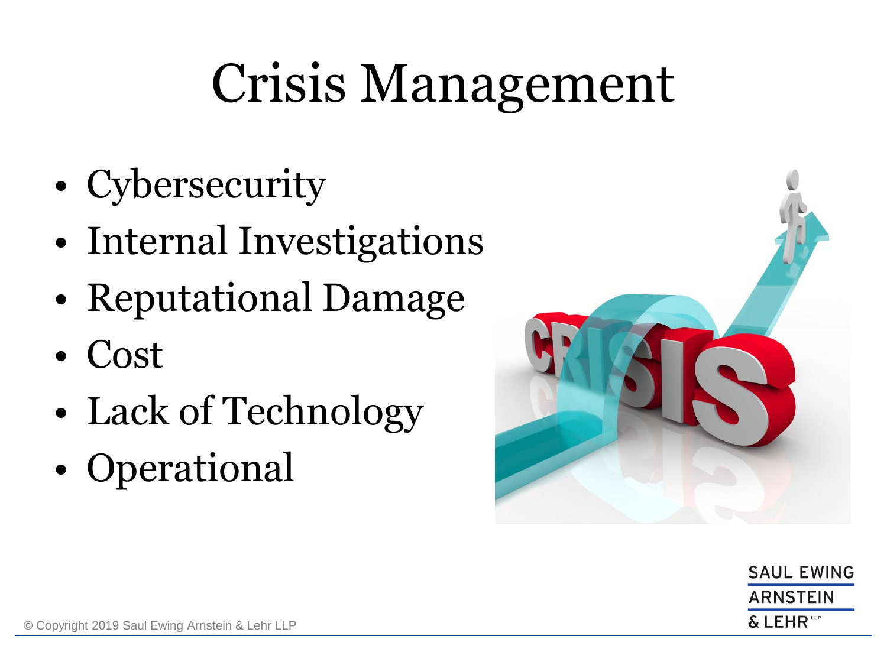# Crisis Management

- Cybersecurity
- Internal Investigations
- Reputational Damage
- Cost
- Lack of Technology
- Operational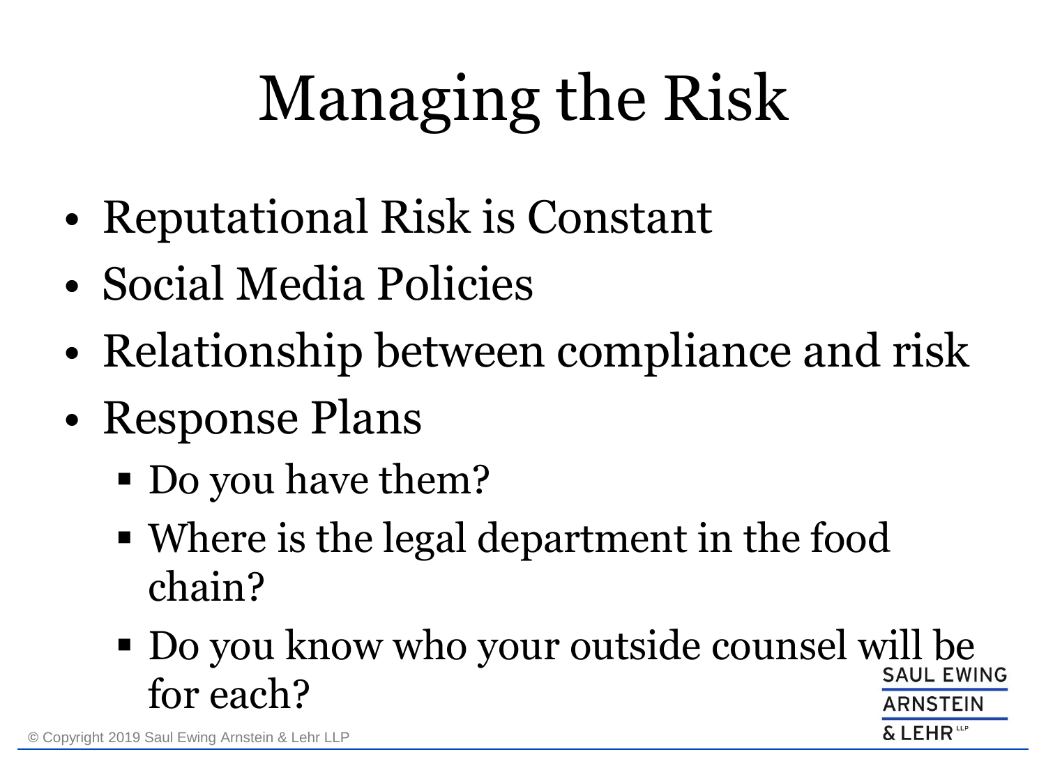# Managing the Risk

- Reputational Risk is Constant
- Social Media Policies
- Relationship between compliance and risk
- Response Plans
  - Do you have them?
  - Where is the legal department in the food chain?
  - Do you know who your outside counsel will be for each?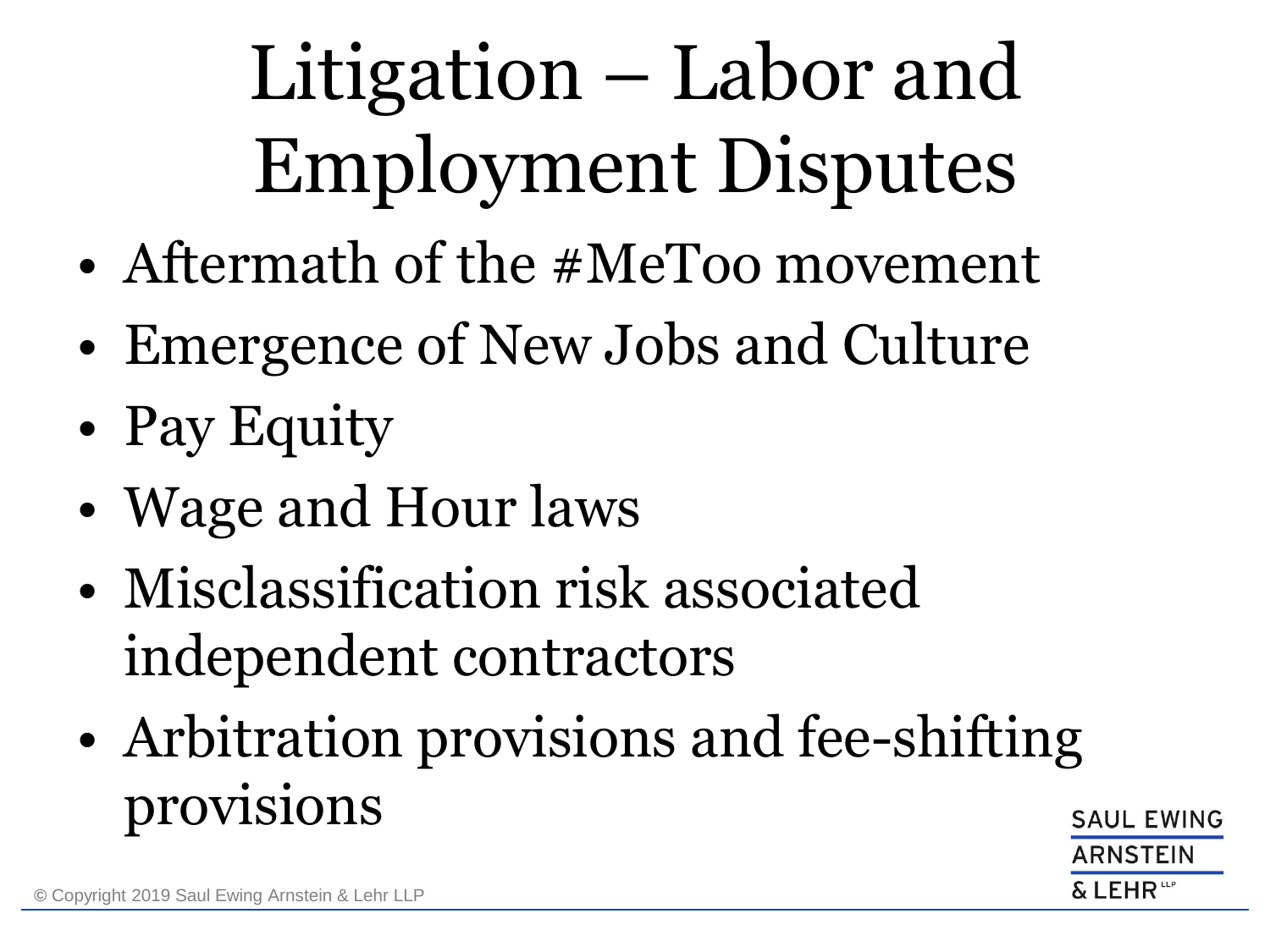# Litigation – Labor and Employment Disputes

- Aftermath of the #MeToo movement
- Emergence of New Jobs and Culture
- Pay Equity
- Wage and Hour laws
- Misclassification risk associated independent contractors
- Arbitration provisions and fee-shifting provisions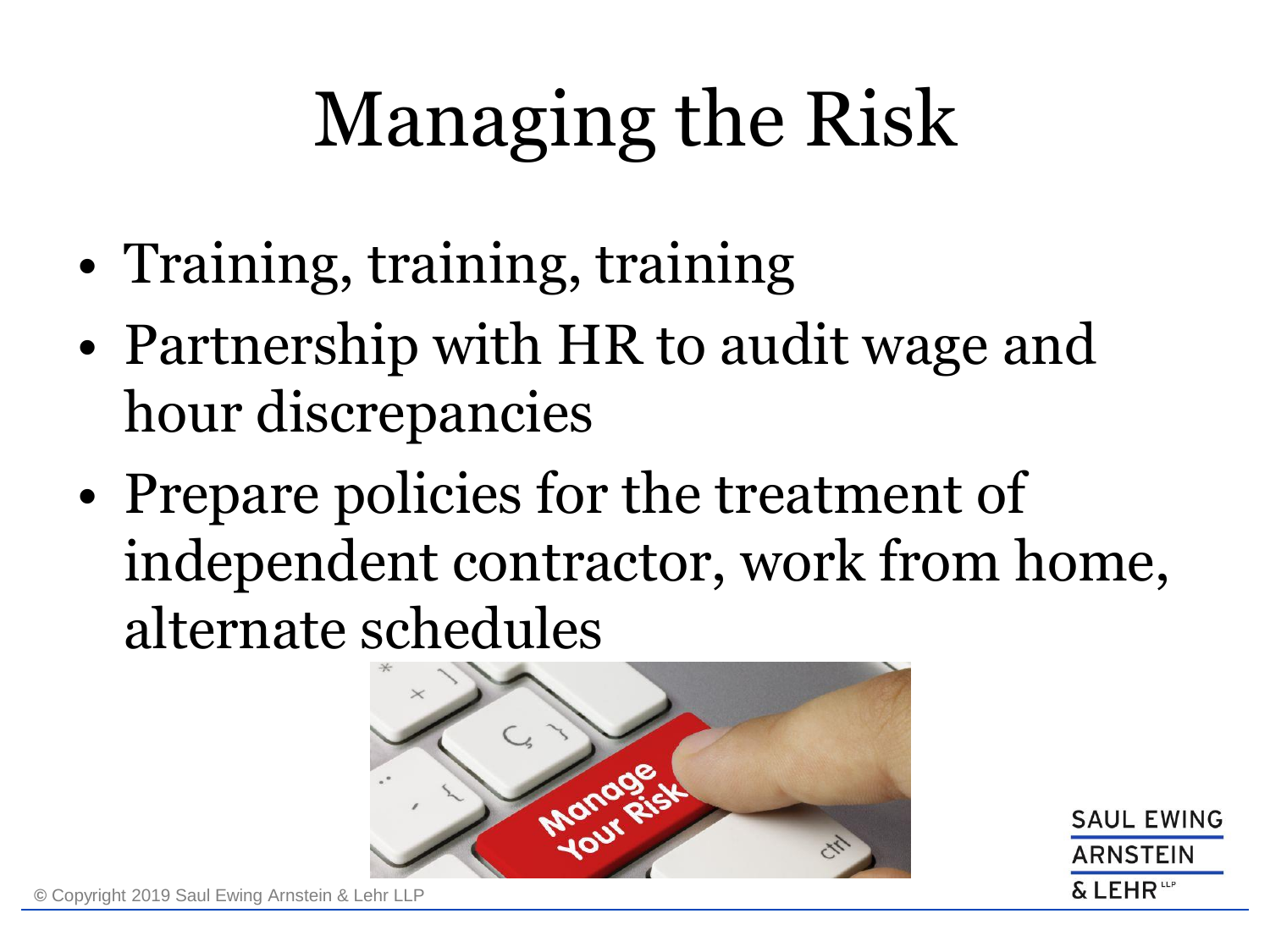# Managing the Risk

- Training, training, training
- Partnership with HR to audit wage and hour discrepancies
- Prepare policies for the treatment of independent contractor, work from home, alternate schedules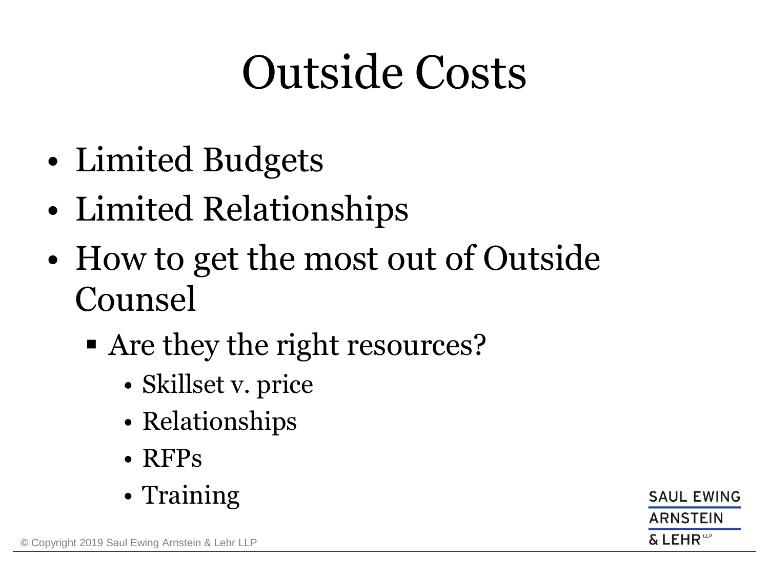# Outside Costs

- Limited Budgets
- Limited Relationships
- How to get the most out of Outside Counsel
  - Are they the right resources?
    - Skillset v. price
    - Relationships
    - RFPs
    - Training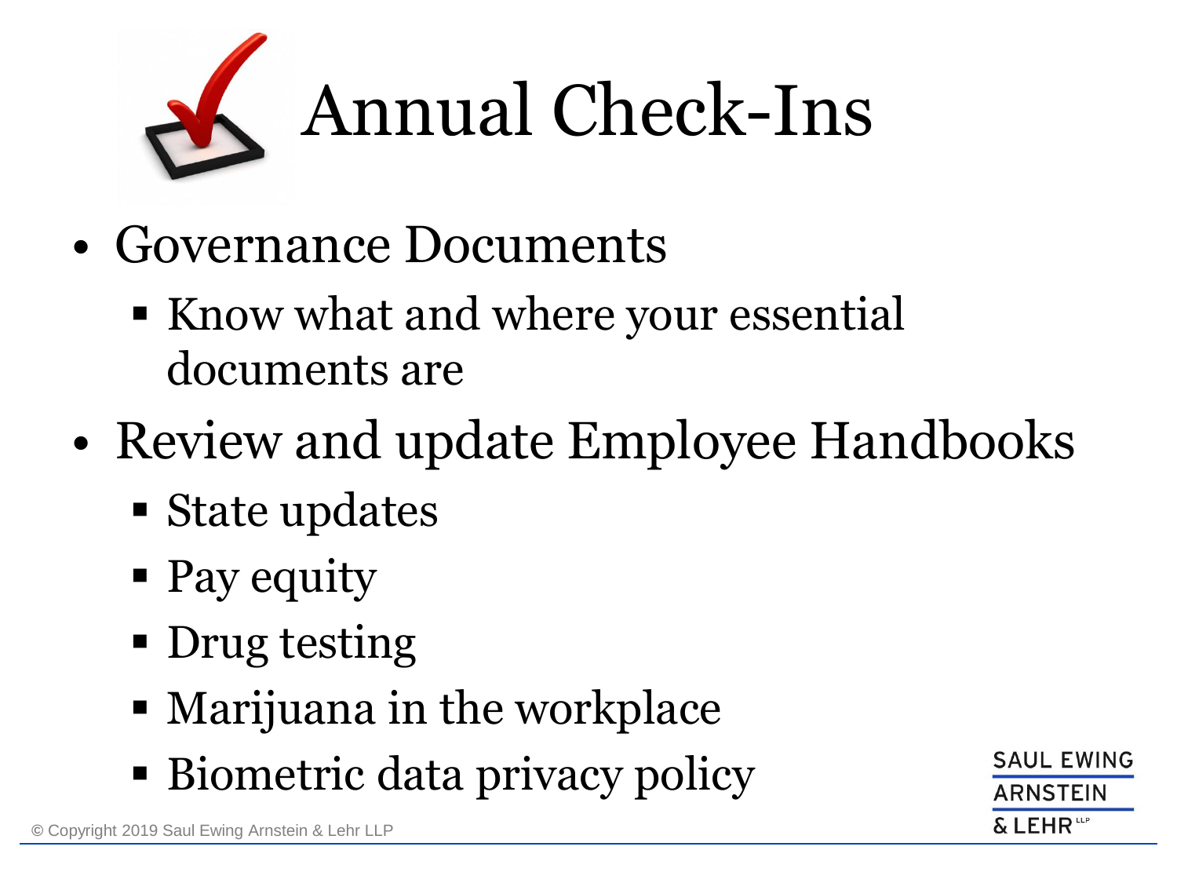# Annual Check-Ins

- Governance Documents
  - Know what and where your essential documents are
- Review and update Employee Handbooks
  - State updates
  - Pay equity
  - Drug testing
  - Marijuana in the workplace
  - Biometric data privacy policy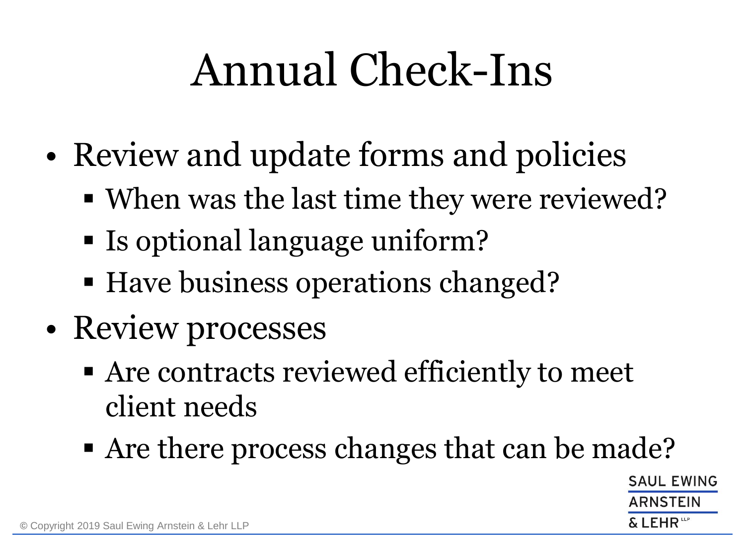# Annual Check-Ins

- Review and update forms and policies
  - When was the last time they were reviewed?
  - Is optional language uniform?
  - Have business operations changed?
- Review processes
  - Are contracts reviewed efficiently to meet client needs
  - Are there process changes that can be made?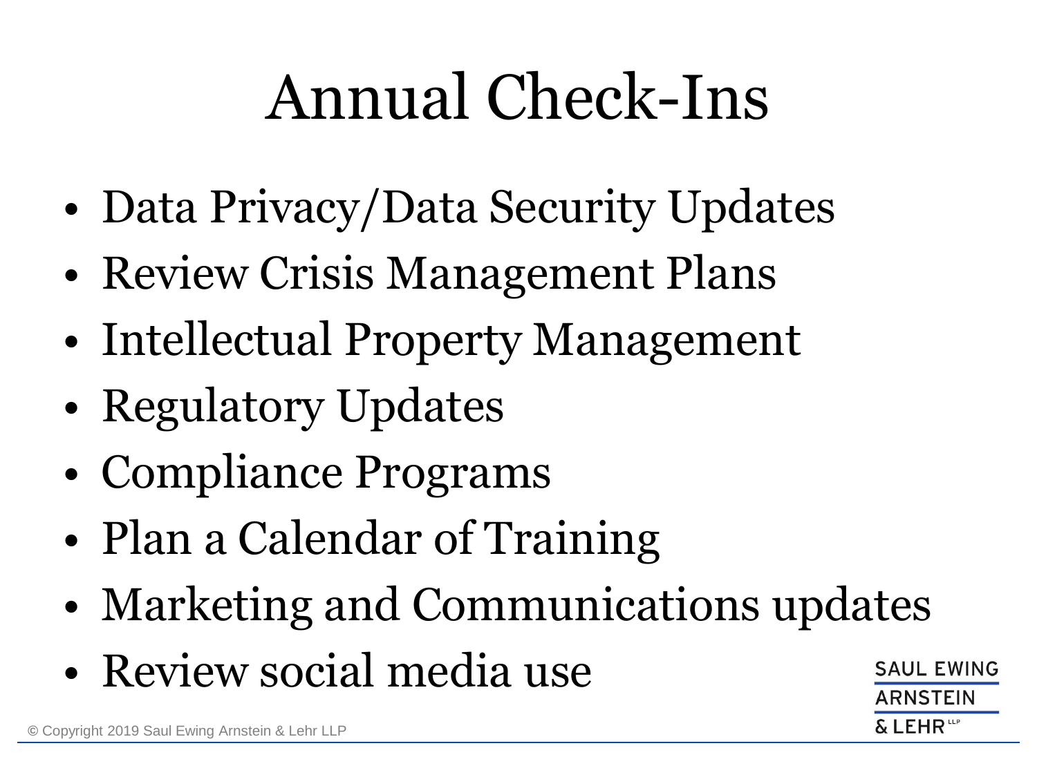# Annual Check-Ins

- Data Privacy/Data Security Updates
- Review Crisis Management Plans
- Intellectual Property Management
- Regulatory Updates
- Compliance Programs
- Plan a Calendar of Training
- Marketing and Communications updates
- Review social media use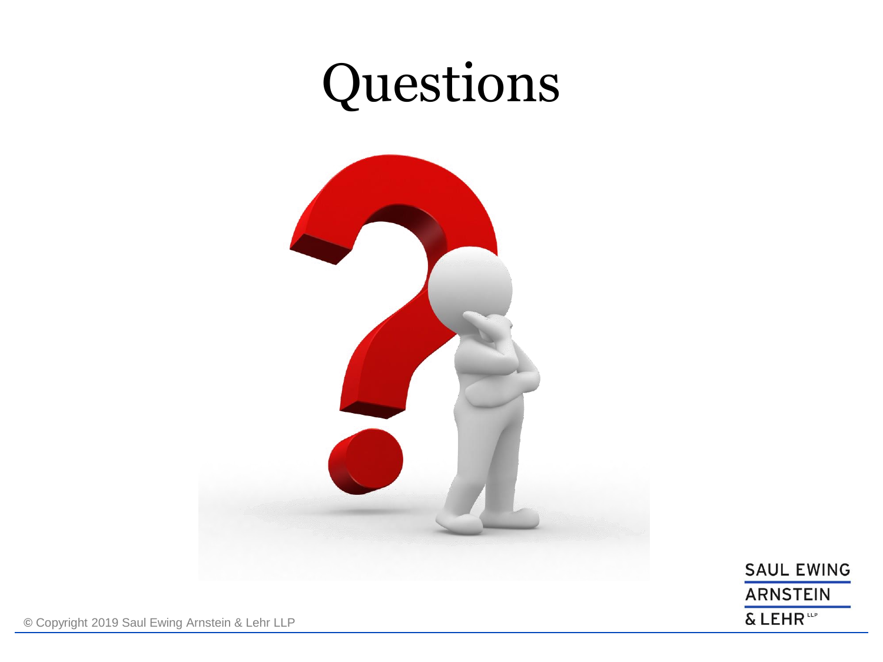# Questions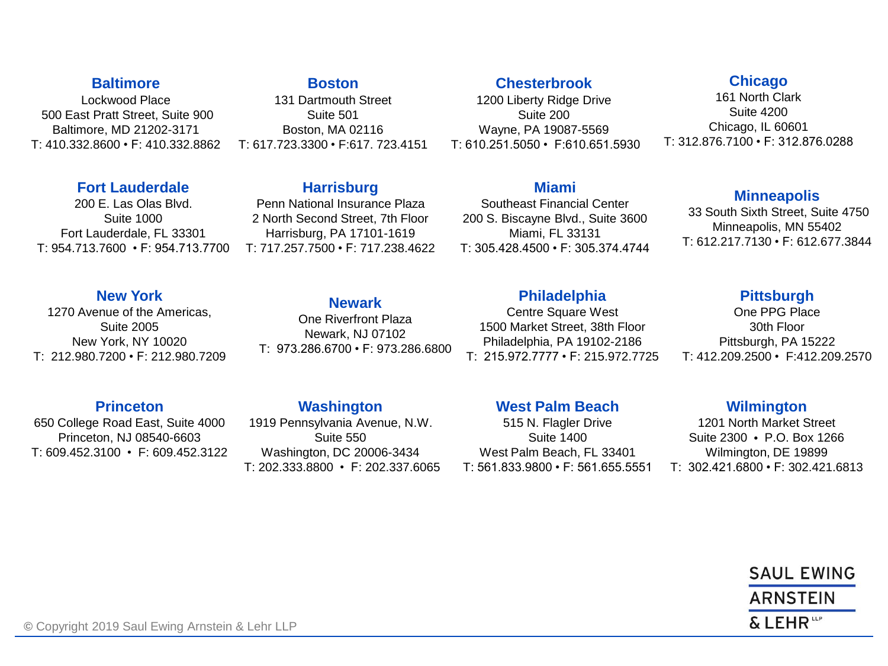**Baltimore**
Lockwood Place
500 East Pratt Street, Suite 900
Baltimore, MD 21202-3171
T: 410.332.8600 • F: 410.332.8862

**Boston**
131 Dartmouth Street
Suite 501
Boston, MA 02116
T: 617.723.3300 • F:617. 723.4151

**Chesterbrook**
1200 Liberty Ridge Drive
Suite 200
Wayne, PA 19087-5569
T: 610.251.5050 • F:610.651.5930

**Chicago**
161 North Clark
Suite 4200
Chicago, IL 60601
T: 312.876.7100 • F: 312.876.0288

**Fort Lauderdale**
200 E. Las Olas Blvd.
Suite 1000
Fort Lauderdale, FL 33301
T: 954.713.7600 • F: 954.713.7700

**Harrisburg**
Penn National Insurance Plaza
2 North Second Street, 7th Floor
Harrisburg, PA 17101-1619
T: 717.257.7500 • F: 717.238.4622

**Miami**
Southeast Financial Center
200 S. Biscayne Blvd., Suite 3600
Miami, FL 33131
T: 305.428.4500 • F: 305.374.4744

**Minneapolis**
33 South Sixth Street, Suite 4750
Minneapolis, MN 55402
T: 612.217.7130 • F: 612.677.3844

**New York**
1270 Avenue of the Americas,
Suite 2005
New York, NY 10020
T: 212.980.7200 • F: 212.980.7209

**Newark**
One Riverfront Plaza
Newark, NJ 07102
T: 973.286.6700 • F: 973.286.6800

**Philadelphia**
Centre Square West
1500 Market Street, 38th Floor
Philadelphia, PA 19102-2186
T: 215.972.7777 • F: 215.972.7725

**Pittsburgh**
One PPG Place
30th Floor
Pittsburgh, PA 15222
T: 412.209.2500 • F:412.209.2570

**Princeton**
650 College Road East, Suite 4000
Princeton, NJ 08540-6603
T: 609.452.3100 • F: 609.452.3122

**Washington**
1919 Pennsylvania Avenue, N.W.
Suite 550
Washington, DC 20006-3434
T: 202.333.8800 • F: 202.337.6065

**West Palm Beach**
515 N. Flagler Drive
Suite 1400
West Palm Beach, FL 33401
T: 561.833.9800 • F: 561.655.5551

**Wilmington**
1201 North Market Street
Suite 2300 • P.O. Box 1266
Wilmington, DE 19899
T: 302.421.6800 • F: 302.421.6813

SAUL EWING ARNSTEIN & LEHR LLP

© Copyright 2019 Saul Ewing Arnstein & Lehr LLP